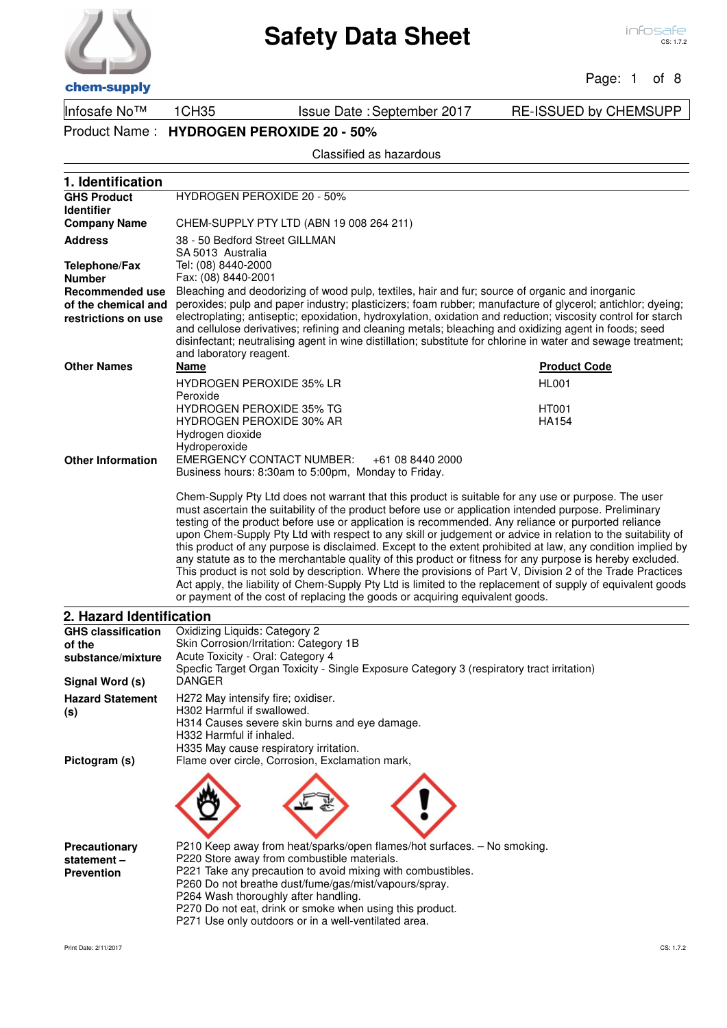# Safety Data Sheet

| Infosafe No™ | 1CH35 | Issue Date : September 2017 | RE-ISSUED by CHEMSUPP |
|---|---|---|---|

Product Name : **HYDROGEN PEROXIDE 20 - 50%**

Classified as hazardous

## 1. Identification

**GHS Product Identifier**
HYDROGEN PEROXIDE 20 - 50%

**Company Name**
CHEM-SUPPLY PTY LTD (ABN 19 008 264 211)

**Address**
38 - 50 Bedford Street GILLMAN
SA 5013 Australia

**Telephone/Fax Number**
Tel: (08) 8440-2000
Fax: (08) 8440-2001

**Recommended use of the chemical and restrictions on use**
Bleaching and deodorizing of wood pulp, textiles, hair and fur; source of organic and inorganic peroxides; pulp and paper industry; plasticizers; foam rubber; manufacture of glycerol; antichlor; dyeing; electroplating; antiseptic; epoxidation, hydroxylation, oxidation and reduction; viscosity control for starch and cellulose derivatives; refining and cleaning metals; bleaching and oxidizing agent in foods; seed disinfectant; neutralising agent in wine distillation; substitute for chlorine in water and sewage treatment; and laboratory reagent.

**Other Names**

| Name | Product Code |
|---|---|
| HYDROGEN PEROXIDE 35% LR | HL001 |
| Peroxide | |
| HYDROGEN PEROXIDE 35% TG | HT001 |
| HYDROGEN PEROXIDE 30% AR | HA154 |
| Hydrogen dioxide | |
| Hydroperoxide | |

**Other Information**
EMERGENCY CONTACT NUMBER: +61 08 8440 2000
Business hours: 8:30am to 5:00pm, Monday to Friday.

Chem-Supply Pty Ltd does not warrant that this product is suitable for any use or purpose. The user must ascertain the suitability of the product before use or application intended purpose. Preliminary testing of the product before use or application is recommended. Any reliance or purported reliance upon Chem-Supply Pty Ltd with respect to any skill or judgement or advice in relation to the suitability of this product of any purpose is disclaimed. Except to the extent prohibited at law, any condition implied by any statute as to the merchantable quality of this product or fitness for any purpose is hereby excluded. This product is not sold by description. Where the provisions of Part V, Division 2 of the Trade Practices Act apply, the liability of Chem-Supply Pty Ltd is limited to the replacement of supply of equivalent goods or payment of the cost of replacing the goods or acquiring equivalent goods.

## 2. Hazard Identification

**GHS classification of the substance/mixture**
Oxidizing Liquids: Category 2
Skin Corrosion/Irritation: Category 1B
Acute Toxicity - Oral: Category 4
Specfic Target Organ Toxicity - Single Exposure Category 3 (respiratory tract irritation)

**Signal Word (s)**
DANGER

**Hazard Statement (s)**
H272 May intensify fire; oxidiser.
H302 Harmful if swallowed.
H314 Causes severe skin burns and eye damage.
H332 Harmful if inhaled.
H335 May cause respiratory irritation.

**Pictogram (s)**
Flame over circle, Corrosion, Exclamation mark,

**Precautionary statement – Prevention**
P210 Keep away from heat/sparks/open flames/hot surfaces. – No smoking.
P220 Store away from combustible materials.
P221 Take any precaution to avoid mixing with combustibles.
P260 Do not breathe dust/fume/gas/mist/vapours/spray.
P264 Wash thoroughly after handling.
P270 Do not eat, drink or smoke when using this product.
P271 Use only outdoors or in a well-ventilated area.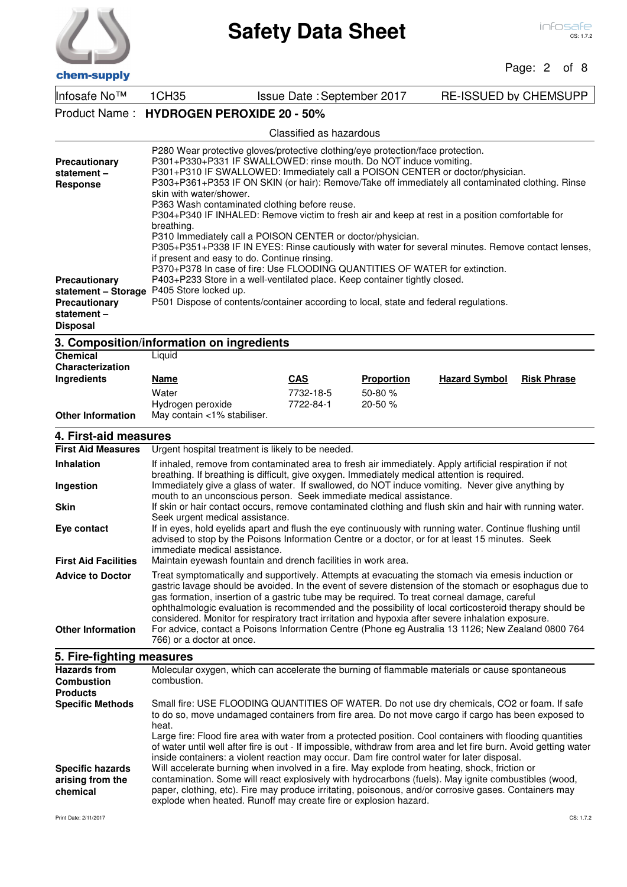Product Name : **HYDROGEN PEROXIDE 20 - 50%**

Classified as hazardous

| | |
|---|---|
| **Precautionary statement – Response** | P280 Wear protective gloves/protective clothing/eye protection/face protection.<br>P301+P330+P331 IF SWALLOWED: rinse mouth. Do NOT induce vomiting.<br>P301+P310 IF SWALLOWED: Immediately call a POISON CENTER or doctor/physician.<br>P303+P361+P353 IF ON SKIN (or hair): Remove/Take off immediately all contaminated clothing. Rinse skin with water/shower.<br>P363 Wash contaminated clothing before reuse.<br>P304+P340 IF INHALED: Remove victim to fresh air and keep at rest in a position comfortable for breathing.<br>P310 Immediately call a POISON CENTER or doctor/physician.<br>P305+P351+P338 IF IN EYES: Rinse cautiously with water for several minutes. Remove contact lenses, if present and easy to do. Continue rinsing.<br>P370+P378 In case of fire: Use FLOODING QUANTITIES OF WATER for extinction. |
| **Precautionary statement – Storage** | P403+P233 Store in a well-ventilated place. Keep container tightly closed.<br>P405 Store locked up. |
| **Precautionary statement – Disposal** | P501 Dispose of contents/container according to local, state and federal regulations. |

## 3. Composition/information on ingredients

**Chemical Characterization** Liquid

**Ingredients**

| Name | CAS | Proportion | Hazard Symbol | Risk Phrase |
|---|---|---|---|---|
| Water | 7732-18-5 | 50-80 % | | |
| Hydrogen peroxide | 7722-84-1 | 20-50 % | | |

**Other Information** May contain <1% stabiliser.

## 4. First-aid measures

| | |
|---|---|
| **First Aid Measures** | Urgent hospital treatment is likely to be needed. |
| **Inhalation** | If inhaled, remove from contaminated area to fresh air immediately. Apply artificial respiration if not breathing. If breathing is difficult, give oxygen. Immediately medical attention is required. |
| **Ingestion** | Immediately give a glass of water. If swallowed, do NOT induce vomiting. Never give anything by mouth to an unconscious person. Seek immediate medical assistance. |
| **Skin** | If skin or hair contact occurs, remove contaminated clothing and flush skin and hair with running water. Seek urgent medical assistance. |
| **Eye contact** | If in eyes, hold eyelids apart and flush the eye continuously with running water. Continue flushing until advised to stop by the Poisons Information Centre or a doctor, or for at least 15 minutes. Seek immediate medical assistance. |
| **First Aid Facilities** | Maintain eyewash fountain and drench facilities in work area. |
| **Advice to Doctor** | Treat symptomatically and supportively. Attempts at evacuating the stomach via emesis induction or gastric lavage should be avoided. In the event of severe distension of the stomach or esophagus due to gas formation, insertion of a gastric tube may be required. To treat corneal damage, careful ophthalmologic evaluation is recommended and the possibility of local corticosteroid therapy should be considered. Monitor for respiratory tract irritation and hypoxia after severe inhalation exposure. |
| **Other Information** | For advice, contact a Poisons Information Centre (Phone eg Australia 13 1126; New Zealand 0800 764 766) or a doctor at once. |

## 5. Fire-fighting measures

| | |
|---|---|
| **Hazards from Combustion Products** | Molecular oxygen, which can accelerate the burning of flammable materials or cause spontaneous combustion. |
| **Specific Methods** | Small fire: USE FLOODING QUANTITIES OF WATER. Do not use dry chemicals, CO2 or foam. If safe to do so, move undamaged containers from fire area. Do not move cargo if cargo has been exposed to heat.<br>Large fire: Flood fire area with water from a protected position. Cool containers with flooding quantities of water until well after fire is out - If impossible, withdraw from area and let fire burn. Avoid getting water inside containers: a violent reaction may occur. Dam fire control water for later disposal. |
| **Specific hazards arising from the chemical** | Will accelerate burning when involved in a fire. May explode from heating, shock, friction or contamination. Some will react explosively with hydrocarbons (fuels). May ignite combustibles (wood, paper, clothing, etc). Fire may produce irritating, poisonous, and/or corrosive gases. Containers may explode when heated. Runoff may create fire or explosion hazard. |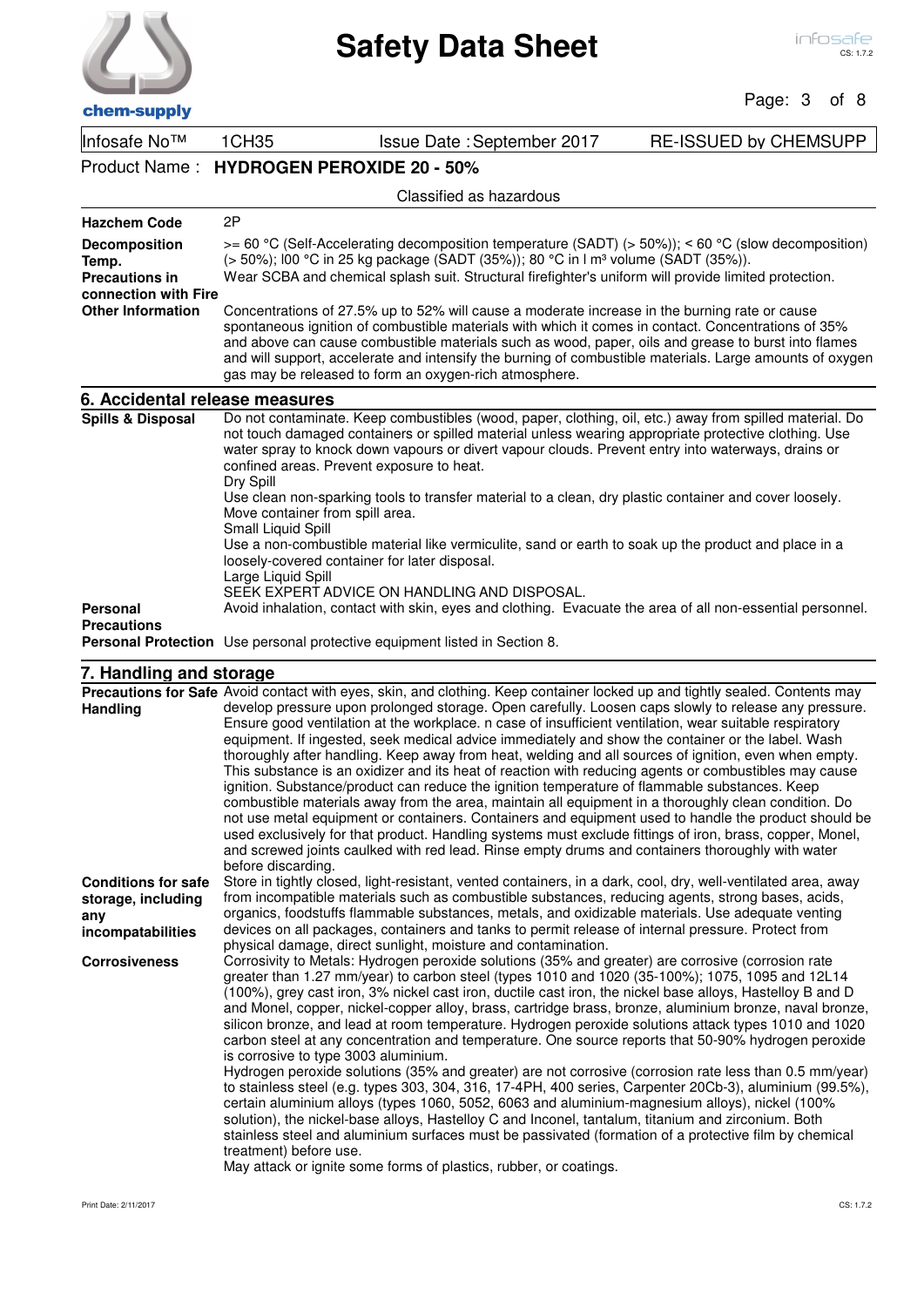Infosafe No™ 1CH35 | Issue Date : September 2017 | RE-ISSUED by CHEMSUPP

Product Name : **HYDROGEN PEROXIDE 20 - 50%**

Classified as hazardous

| | |
|---|---|
| **Hazchem Code** | 2P |
| **Decomposition Temp.** | >= 60 °C (Self-Accelerating decomposition temperature (SADT) (> 50%)); < 60 °C (slow decomposition) (> 50%); l00 °C in 25 kg package (SADT (35%)); 80 °C in l m³ volume (SADT (35%)). |
| **Precautions in connection with Fire** | Wear SCBA and chemical splash suit. Structural firefighter's uniform will provide limited protection. |
| **Other Information** | Concentrations of 27.5% up to 52% will cause a moderate increase in the burning rate or cause spontaneous ignition of combustible materials with which it comes in contact. Concentrations of 35% and above can cause combustible materials such as wood, paper, oils and grease to burst into flames and will support, accelerate and intensify the burning of combustible materials. Large amounts of oxygen gas may be released to form an oxygen-rich atmosphere. |

## 6. Accidental release measures

| | |
|---|---|
| **Spills & Disposal** | Do not contaminate. Keep combustibles (wood, paper, clothing, oil, etc.) away from spilled material. Do not touch damaged containers or spilled material unless wearing appropriate protective clothing. Use water spray to knock down vapours or divert vapour clouds. Prevent entry into waterways, drains or confined areas. Prevent exposure to heat.<br>Dry Spill<br>Use clean non-sparking tools to transfer material to a clean, dry plastic container and cover loosely. Move container from spill area.<br>Small Liquid Spill<br>Use a non-combustible material like vermiculite, sand or earth to soak up the product and place in a loosely-covered container for later disposal.<br>Large Liquid Spill<br>SEEK EXPERT ADVICE ON HANDLING AND DISPOSAL. |
| **Personal Precautions** | Avoid inhalation, contact with skin, eyes and clothing. Evacuate the area of all non-essential personnel. |
| **Personal Protection** | Use personal protective equipment listed in Section 8. |

## 7. Handling and storage

| | |
|---|---|
| **Precautions for Safe Handling** | Avoid contact with eyes, skin, and clothing. Keep container locked up and tightly sealed. Contents may develop pressure upon prolonged storage. Open carefully. Loosen caps slowly to release any pressure. Ensure good ventilation at the workplace. n case of insufficient ventilation, wear suitable respiratory equipment. If ingested, seek medical advice immediately and show the container or the label. Wash thoroughly after handling. Keep away from heat, welding and all sources of ignition, even when empty. This substance is an oxidizer and its heat of reaction with reducing agents or combustibles may cause ignition. Substance/product can reduce the ignition temperature of flammable substances. Keep combustible materials away from the area, maintain all equipment in a thoroughly clean condition. Do not use metal equipment or containers. Containers and equipment used to handle the product should be used exclusively for that product. Handling systems must exclude fittings of iron, brass, copper, Monel, and screwed joints caulked with red lead. Rinse empty drums and containers thoroughly with water before discarding. |
| **Conditions for safe storage, including any incompatabilities** | Store in tightly closed, light-resistant, vented containers, in a dark, cool, dry, well-ventilated area, away from incompatible materials such as combustible substances, reducing agents, strong bases, acids, organics, foodstuffs flammable substances, metals, and oxidizable materials. Use adequate venting devices on all packages, containers and tanks to permit release of internal pressure. Protect from physical damage, direct sunlight, moisture and contamination. |
| **Corrosiveness** | Corrosivity to Metals: Hydrogen peroxide solutions (35% and greater) are corrosive (corrosion rate greater than 1.27 mm/year) to carbon steel (types 1010 and 1020 (35-100%); 1075, 1095 and 12L14 (100%), grey cast iron, 3% nickel cast iron, ductile cast iron, the nickel base alloys, Hastelloy B and D and Monel, copper, nickel-copper alloy, brass, cartridge brass, bronze, aluminium bronze, naval bronze, silicon bronze, and lead at room temperature. Hydrogen peroxide solutions attack types 1010 and 1020 carbon steel at any concentration and temperature. One source reports that 50-90% hydrogen peroxide is corrosive to type 3003 aluminium.<br>Hydrogen peroxide solutions (35% and greater) are not corrosive (corrosion rate less than 0.5 mm/year) to stainless steel (e.g. types 303, 304, 316, 17-4PH, 400 series, Carpenter 20Cb-3), aluminium (99.5%), certain aluminium alloys (types 1060, 5052, 6063 and aluminium-magnesium alloys), nickel (100% solution), the nickel-base alloys, Hastelloy C and Inconel, tantalum, titanium and zirconium. Both stainless steel and aluminium surfaces must be passivated (formation of a protective film by chemical treatment) before use.<br>May attack or ignite some forms of plastics, rubber, or coatings. |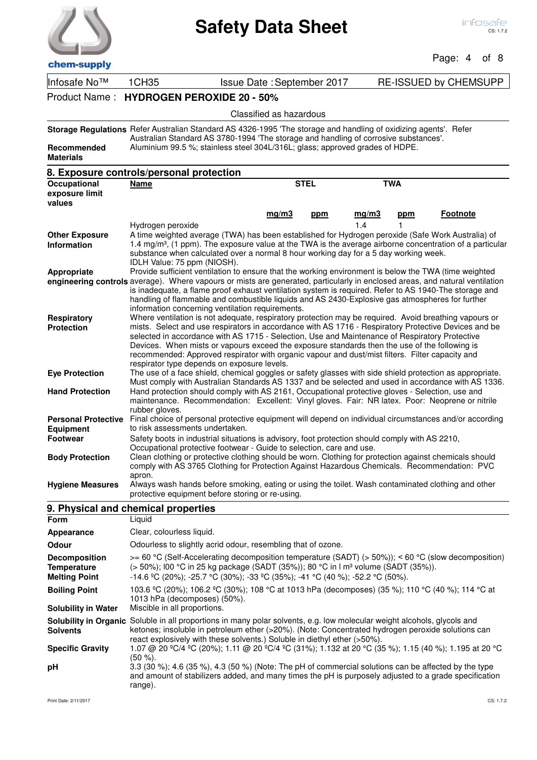Infosafe No™ 1CH35 | Issue Date : September 2017 | RE-ISSUED by CHEMSUPP

Product Name : **HYDROGEN PEROXIDE 20 - 50%**

Classified as hazardous

**Storage Regulations** Refer Australian Standard AS 4326-1995 'The storage and handling of oxidizing agents'. Refer Australian Standard AS 3780-1994 'The storage and handling of corrosive substances'.

**Recommended Materials** Aluminium 99.5 %; stainless steel 304L/316L; glass; approved grades of HDPE.

## 8. Exposure controls/personal protection

**Occupational exposure limit values**

| Name | STEL | | TWA | | |
|---|---|---|---|---|---|
| | mg/m3 | ppm | mg/m3 | ppm | Footnote |
| Hydrogen peroxide | | | 1.4 | 1 | |

**Other Exposure Information** A time weighted average (TWA) has been established for Hydrogen peroxide (Safe Work Australia) of 1.4 mg/m³, (1 ppm). The exposure value at the TWA is the average airborne concentration of a particular substance when calculated over a normal 8 hour working day for a 5 day working week.
IDLH Value: 75 ppm (NIOSH).

**Appropriate engineering controls** Provide sufficient ventilation to ensure that the working environment is below the TWA (time weighted average). Where vapours or mists are generated, particularly in enclosed areas, and natural ventilation is inadequate, a flame proof exhaust ventilation system is required. Refer to AS 1940-The storage and handling of flammable and combustible liquids and AS 2430-Explosive gas atmospheres for further information concerning ventilation requirements.

**Respiratory Protection** Where ventilation is not adequate, respiratory protection may be required. Avoid breathing vapours or mists. Select and use respirators in accordance with AS 1716 - Respiratory Protective Devices and be selected in accordance with AS 1715 - Selection, Use and Maintenance of Respiratory Protective Devices. When mists or vapours exceed the exposure standards then the use of the following is recommended: Approved respirator with organic vapour and dust/mist filters. Filter capacity and respirator type depends on exposure levels.

**Eye Protection** The use of a face shield, chemical goggles or safety glasses with side shield protection as appropriate. Must comply with Australian Standards AS 1337 and be selected and used in accordance with AS 1336.

**Hand Protection** Hand protection should comply with AS 2161, Occupational protective gloves - Selection, use and maintenance. Recommendation: Excellent: Vinyl gloves. Fair: NR latex. Poor: Neoprene or nitrile rubber gloves.

**Personal Protective Equipment** Final choice of personal protective equipment will depend on individual circumstances and/or according to risk assessments undertaken.

**Footwear** Safety boots in industrial situations is advisory, foot protection should comply with AS 2210, Occupational protective footwear - Guide to selection, care and use.

**Body Protection** Clean clothing or protective clothing should be worn. Clothing for protection against chemicals should comply with AS 3765 Clothing for Protection Against Hazardous Chemicals. Recommendation: PVC apron.

**Hygiene Measures** Always wash hands before smoking, eating or using the toilet. Wash contaminated clothing and other protective equipment before storing or re-using.

## 9. Physical and chemical properties

**Form** Liquid

**Appearance** Clear, colourless liquid.

**Odour** Odourless to slightly acrid odour, resembling that of ozone.

**Decomposition Temperature** >= 60 °C (Self-Accelerating decomposition temperature (SADT) (> 50%)); < 60 °C (slow decomposition) (> 50%); l00 °C in 25 kg package (SADT (35%)); 80 °C in l m³ volume (SADT (35%)).

**Melting Point** -14.6 ºC (20%); -25.7 °C (30%); -33 ºC (35%); -41 °C (40 %); -52.2 °C (50%).

**Boiling Point** 103.6 ºC (20%); 106.2 ºC (30%); 108 °C at 1013 hPa (decomposes) (35 %); 110 °C (40 %); 114 °C at 1013 hPa (decomposes) (50%).

**Solubility in Water** Miscible in all proportions.

**Solubility in Organic Solvents** Soluble in all proportions in many polar solvents, e.g. low molecular weight alcohols, glycols and ketones; insoluble in petroleum ether (>20%). (Note: Concentrated hydrogen peroxide solutions can react explosively with these solvents.) Soluble in diethyl ether (>50%).

**Specific Gravity** 1.07 @ 20 ºC/4 ºC (20%); 1.11 @ 20 ºC/4 ºC (31%); 1.132 at 20 °C (35 %); 1.15 (40 %); 1.195 at 20 °C (50 %).

**pH** 3.3 (30 %); 4.6 (35 %), 4.3 (50 %) (Note: The pH of commercial solutions can be affected by the type and amount of stabilizers added, and many times the pH is purposely adjusted to a grade specification range).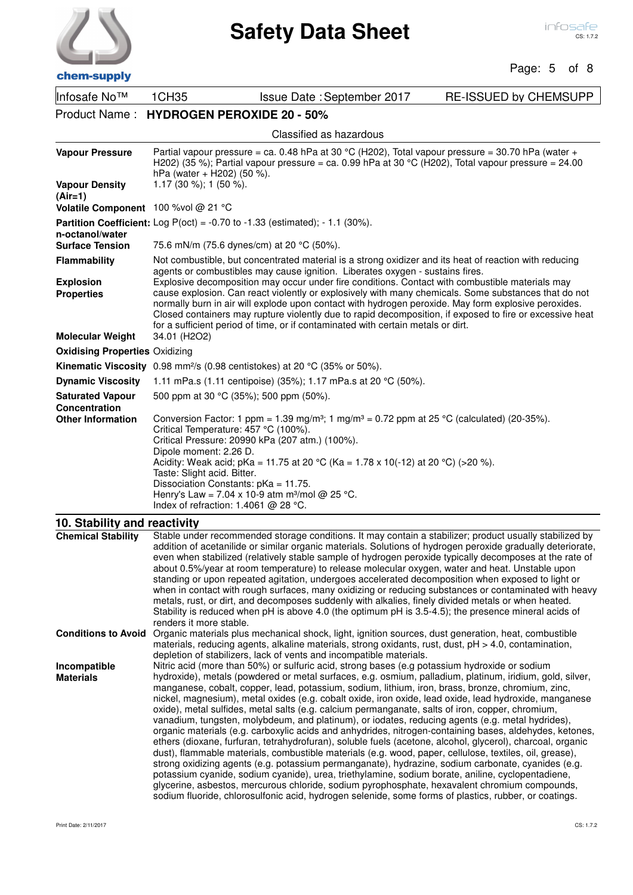| | | | |
|---|---|---|---|
| Infosafe No™ | 1CH35 | Issue Date : September 2017 | RE-ISSUED by CHEMSUPP |

Product Name : **HYDROGEN PEROXIDE 20 - 50%**

Classified as hazardous

| | |
|---|---|
| **Vapour Pressure** | Partial vapour pressure = ca. 0.48 hPa at 30 °C (H2O2), Total vapour pressure = 30.70 hPa (water + H2O2) (35 %); Partial vapour pressure = ca. 0.99 hPa at 30 °C (H2O2), Total vapour pressure = 24.00 hPa (water + H2O2) (50 %). |
| **Vapour Density (Air=1)** | 1.17 (30 %); 1 (50 %). |
| **Volatile Component** | 100 %vol @ 21 °C |
| **Partition Coefficient: n-octanol/water** | Log P(oct) = -0.70 to -1.33 (estimated); - 1.1 (30%). |
| **Surface Tension** | 75.6 mN/m (75.6 dynes/cm) at 20 °C (50%). |
| **Flammability** | Not combustible, but concentrated material is a strong oxidizer and its heat of reaction with reducing agents or combustibles may cause ignition. Liberates oxygen - sustains fires. |
| **Explosion Properties** | Explosive decomposition may occur under fire conditions. Contact with combustible materials may cause explosion. Can react violently or explosively with many chemicals. Some substances that do not normally burn in air will explode upon contact with hydrogen peroxide. May form explosive peroxides. Closed containers may rupture violently due to rapid decomposition, if exposed to fire or excessive heat for a sufficient period of time, or if contaminated with certain metals or dirt. |
| **Molecular Weight** | 34.01 ($H_2O_2$) |
| **Oxidising Properties** | Oxidizing |
| **Kinematic Viscosity** | 0.98 mm²/s (0.98 centistokes) at 20 °C (35% or 50%). |
| **Dynamic Viscosity** | 1.11 mPa.s (1.11 centipoise) (35%); 1.17 mPa.s at 20 °C (50%). |
| **Saturated Vapour Concentration** | 500 ppm at 30 °C (35%); 500 ppm (50%). |
| **Other Information** | Conversion Factor: 1 ppm = 1.39 mg/m³; 1 mg/m³ = 0.72 ppm at 25 °C (calculated) (20-35%).<br>Critical Temperature: 457 °C (100%).<br>Critical Pressure: 20990 kPa (207 atm.) (100%).<br>Dipole moment: 2.26 D.<br>Acidity: Weak acid; pKa = 11.75 at 20 °C (Ka = 1.78 x 10(-12) at 20 °C) (>20 %).<br>Taste: Slight acid. Bitter.<br>Dissociation Constants: pKa = 11.75.<br>Henry's Law = 7.04 x 10-9 atm m³/mol @ 25 °C.<br>Index of refraction: 1.4061 @ 28 °C. |

## 10. Stability and reactivity

| | |
|---|---|
| **Chemical Stability** | Stable under recommended storage conditions. It may contain a stabilizer; product usually stabilized by addition of acetanilide or similar organic materials. Solutions of hydrogen peroxide gradually deteriorate, even when stabilized (relatively stable sample of hydrogen peroxide typically decomposes at the rate of about 0.5%/year at room temperature) to release molecular oxygen, water and heat. Unstable upon standing or upon repeated agitation, undergoes accelerated decomposition when exposed to light or when in contact with rough surfaces, many oxidizing or reducing substances or contaminated with heavy metals, rust, or dirt, and decomposes suddenly with alkalies, finely divided metals or when heated. Stability is reduced when pH is above 4.0 (the optimum pH is 3.5-4.5); the presence mineral acids of renders it more stable. |
| **Conditions to Avoid** | Organic materials plus mechanical shock, light, ignition sources, dust generation, heat, combustible materials, reducing agents, alkaline materials, strong oxidants, rust, dust, pH > 4.0, contamination, depletion of stabilizers, lack of vents and incompatible materials. |
| **Incompatible Materials** | Nitric acid (more than 50%) or sulfuric acid, strong bases (e.g potassium hydroxide or sodium hydroxide), metals (powdered or metal surfaces, e.g. osmium, palladium, platinum, iridium, gold, silver, manganese, cobalt, copper, lead, potassium, sodium, lithium, iron, brass, bronze, chromium, zinc, nickel, magnesium), metal oxides (e.g. cobalt oxide, iron oxide, lead oxide, lead hydroxide, manganese oxide), metal sulfides, metal salts (e.g. calcium permanganate, salts of iron, copper, chromium, vanadium, tungsten, molybdenum, and platinum), or iodates, reducing agents (e.g. metal hydrides), organic materials (e.g. carboxylic acids and anhydrides, nitrogen-containing bases, aldehydes, ketones, ethers (dioxane, furfuran, tetrahydrofuran), soluble fuels (acetone, alcohol, glycerol), charcoal, organic dust), flammable materials, combustible materials (e.g. wood, paper, cellulose, textiles, oil, grease), strong oxidizing agents (e.g. potassium permanganate), hydrazine, sodium carbonate, cyanides (e.g. potassium cyanide, sodium cyanide), urea, triethylamine, sodium borate, aniline, cyclopentadiene, glycerine, asbestos, mercurous chloride, sodium pyrophosphate, hexavalent chromium compounds, sodium fluoride, chlorosulfonic acid, hydrogen selenide, some forms of plastics, rubber, or coatings. |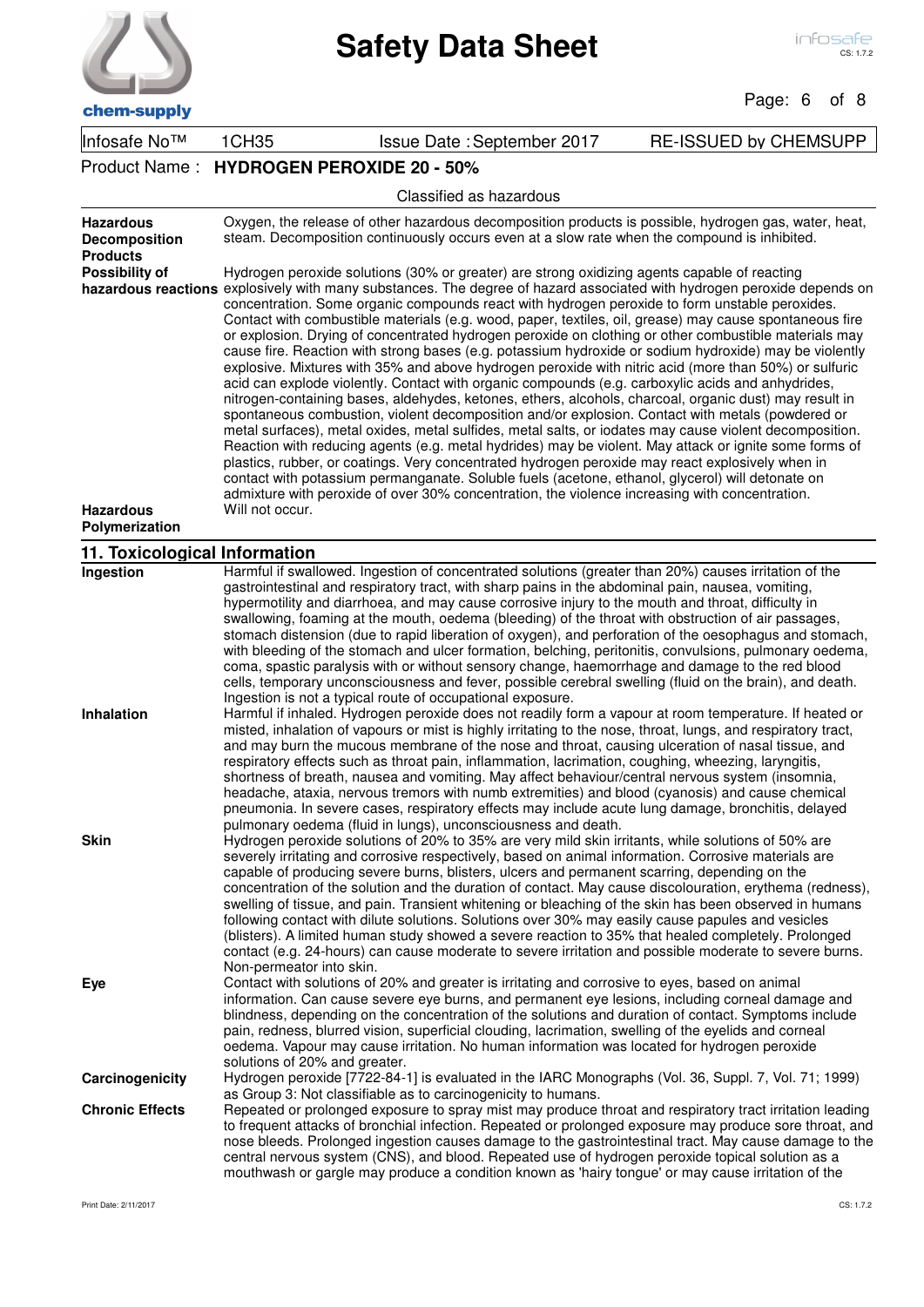Infosafe No™ 1CH35 Issue Date : September 2017 RE-ISSUED by CHEMSUPP

Product Name : **HYDROGEN PEROXIDE 20 - 50%**

Classified as hazardous

| | |
|---|---|
| **Hazardous Decomposition Products** | Oxygen, the release of other hazardous decomposition products is possible, hydrogen gas, water, heat, steam. Decomposition continuously occurs even at a slow rate when the compound is inhibited. |
| **Possibility of hazardous reactions** | Hydrogen peroxide solutions (30% or greater) are strong oxidizing agents capable of reacting explosively with many substances. The degree of hazard associated with hydrogen peroxide depends on concentration. Some organic compounds react with hydrogen peroxide to form unstable peroxides. Contact with combustible materials (e.g. wood, paper, textiles, oil, grease) may cause spontaneous fire or explosion. Drying of concentrated hydrogen peroxide on clothing or other combustible materials may cause fire. Reaction with strong bases (e.g. potassium hydroxide or sodium hydroxide) may be violently explosive. Mixtures with 35% and above hydrogen peroxide with nitric acid (more than 50%) or sulfuric acid can explode violently. Contact with organic compounds (e.g. carboxylic acids and anhydrides, nitrogen-containing bases, aldehydes, ketones, ethers, alcohols, charcoal, organic dust) may result in spontaneous combustion, violent decomposition and/or explosion. Contact with metals (powdered or metal surfaces), metal oxides, metal sulfides, metal salts, or iodates may cause violent decomposition. Reaction with reducing agents (e.g. metal hydrides) may be violent. May attack or ignite some forms of plastics, rubber, or coatings. Very concentrated hydrogen peroxide may react explosively when in contact with potassium permanganate. Soluble fuels (acetone, ethanol, glycerol) will detonate on admixture with peroxide of over 30% concentration, the violence increasing with concentration. |
| **Hazardous Polymerization** | Will not occur. |

## 11. Toxicological Information

| | |
|---|---|
| **Ingestion** | Harmful if swallowed. Ingestion of concentrated solutions (greater than 20%) causes irritation of the gastrointestinal and respiratory tract, with sharp pains in the abdominal pain, nausea, vomiting, hypermotility and diarrhoea, and may cause corrosive injury to the mouth and throat, difficulty in swallowing, foaming at the mouth, oedema (bleeding) of the throat with obstruction of air passages, stomach distension (due to rapid liberation of oxygen), and perforation of the oesophagus and stomach, with bleeding of the stomach and ulcer formation, belching, peritonitis, convulsions, pulmonary oedema, coma, spastic paralysis with or without sensory change, haemorrhage and damage to the red blood cells, temporary unconsciousness and fever, possible cerebral swelling (fluid on the brain), and death. Ingestion is not a typical route of occupational exposure. |
| **Inhalation** | Harmful if inhaled. Hydrogen peroxide does not readily form a vapour at room temperature. If heated or misted, inhalation of vapours or mist is highly irritating to the nose, throat, lungs, and respiratory tract, and may burn the mucous membrane of the nose and throat, causing ulceration of nasal tissue, and respiratory effects such as throat pain, inflammation, coughing, wheezing, laryngitis, shortness of breath, nausea and vomiting. May affect behaviour/central nervous system (insomnia, headache, ataxia, nervous tremors with numb extremities) and blood (cyanosis) and cause chemical pneumonia. In severe cases, respiratory effects may include acute lung damage, bronchitis, delayed pulmonary oedema (fluid in lungs), unconsciousness and death. |
| **Skin** | Hydrogen peroxide solutions of 20% to 35% are very mild skin irritants, while solutions of 50% are severely irritating and corrosive respectively, based on animal information. Corrosive materials are capable of producing severe burns, blisters, ulcers and permanent scarring, depending on the concentration of the solution and the duration of contact. May cause discolouration, erythema (redness), swelling of tissue, and pain. Transient whitening or bleaching of the skin has been observed in humans following contact with dilute solutions. Solutions over 30% may easily cause papules and vesicles (blisters). A limited human study showed a severe reaction to 35% that healed completely. Prolonged contact (e.g. 24-hours) can cause moderate to severe irritation and possible moderate to severe burns. Non-permeator into skin. |
| **Eye** | Contact with solutions of 20% and greater is irritating and corrosive to eyes, based on animal information. Can cause severe eye burns, and permanent eye lesions, including corneal damage and blindness, depending on the concentration of the solutions and duration of contact. Symptoms include pain, redness, blurred vision, superficial clouding, lacrimation, swelling of the eyelids and corneal oedema. Vapour may cause irritation. No human information was located for hydrogen peroxide solutions of 20% and greater. |
| **Carcinogenicity** | Hydrogen peroxide [7722-84-1] is evaluated in the IARC Monographs (Vol. 36, Suppl. 7, Vol. 71; 1999) as Group 3: Not classifiable as to carcinogenicity to humans. |
| **Chronic Effects** | Repeated or prolonged exposure to spray mist may produce throat and respiratory tract irritation leading to frequent attacks of bronchial infection. Repeated or prolonged exposure may produce sore throat, and nose bleeds. Prolonged ingestion causes damage to the gastrointestinal tract. May cause damage to the central nervous system (CNS), and blood. Repeated use of hydrogen peroxide topical solution as a mouthwash or gargle may produce a condition known as 'hairy tongue' or may cause irritation of the |

Print Date: 2/11/2017 CS: 1.7.2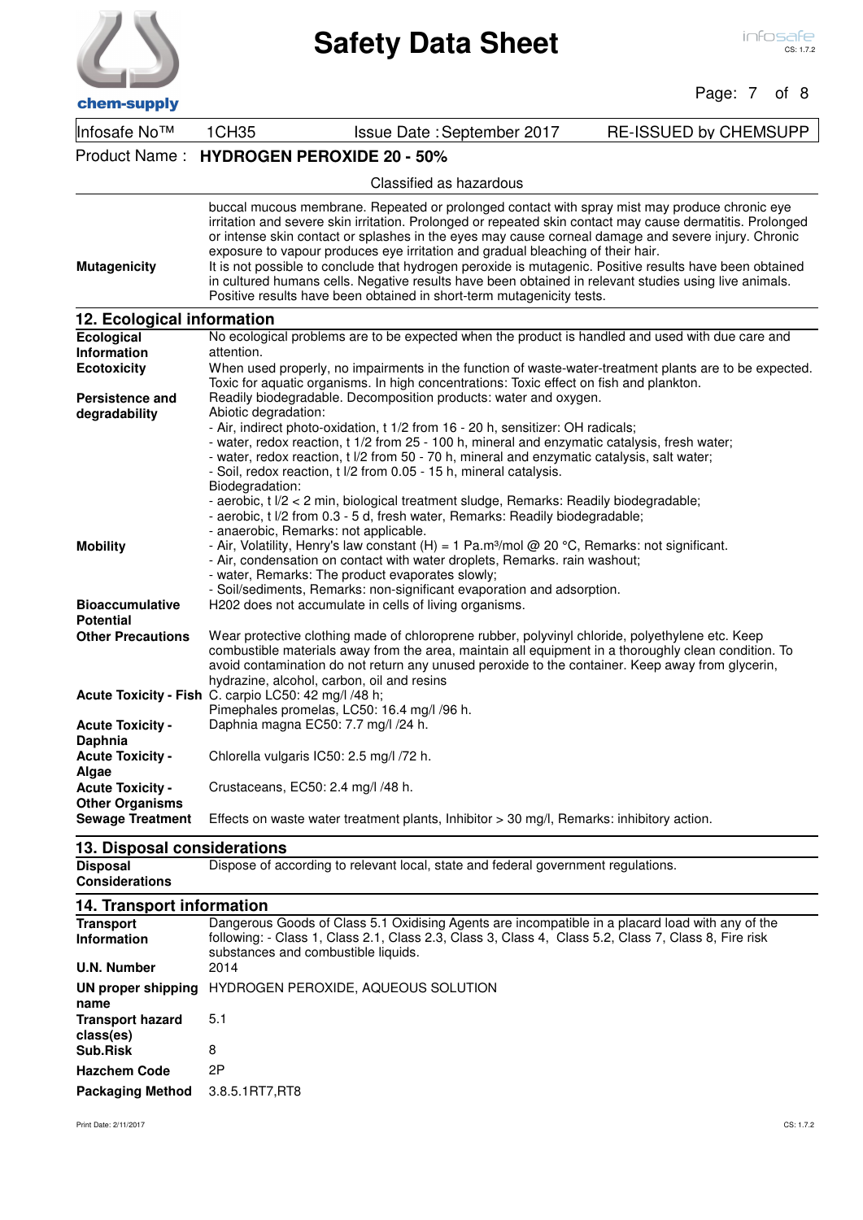Product Name : **HYDROGEN PEROXIDE 20 - 50%**

Classified as hazardous

| | |
|---|---|
| | buccal mucous membrane. Repeated or prolonged contact with spray mist may produce chronic eye irritation and severe skin irritation. Prolonged or repeated skin contact may cause dermatitis. Prolonged or intense skin contact or splashes in the eyes may cause corneal damage and severe injury. Chronic exposure to vapour produces eye irritation and gradual bleaching of their hair. |
| **Mutagenicity** | It is not possible to conclude that hydrogen peroxide is mutagenic. Positive results have been obtained in cultured humans cells. Negative results have been obtained in relevant studies using live animals. Positive results have been obtained in short-term mutagenicity tests. |

## 12. Ecological information

| | |
|---|---|
| **Ecological Information** | No ecological problems are to be expected when the product is handled and used with due care and attention. |
| **Ecotoxicity** | When used properly, no impairments in the function of waste-water-treatment plants are to be expected. Toxic for aquatic organisms. In high concentrations: Toxic effect on fish and plankton. |
| **Persistence and degradability** | Readily biodegradable. Decomposition products: water and oxygen.<br>Abiotic degradation:<br>- Air, indirect photo-oxidation, t 1/2 from 16 - 20 h, sensitizer: OH radicals;<br>- water, redox reaction, t 1/2 from 25 - 100 h, mineral and enzymatic catalysis, fresh water;<br>- water, redox reaction, t l/2 from 50 - 70 h, mineral and enzymatic catalysis, salt water;<br>- Soil, redox reaction, t l/2 from 0.05 - 15 h, mineral catalysis.<br>Biodegradation:<br>- aerobic, t l/2 < 2 min, biological treatment sludge, Remarks: Readily biodegradable;<br>- aerobic, t l/2 from 0.3 - 5 d, fresh water, Remarks: Readily biodegradable;<br>- anaerobic, Remarks: not applicable. |
| **Mobility** | - Air, Volatility, Henry's law constant (H) = 1 Pa.m³/mol @ 20 °C, Remarks: not significant.<br>- Air, condensation on contact with water droplets, Remarks. rain washout;<br>- water, Remarks: The product evaporates slowly;<br>- Soil/sediments, Remarks: non-significant evaporation and adsorption. |
| **Bioaccumulative Potential** | H202 does not accumulate in cells of living organisms. |
| **Other Precautions** | Wear protective clothing made of chloroprene rubber, polyvinyl chloride, polyethylene etc. Keep combustible materials away from the area, maintain all equipment in a thoroughly clean condition. To avoid contamination do not return any unused peroxide to the container. Keep away from glycerin, hydrazine, alcohol, carbon, oil and resins |
| **Acute Toxicity - Fish** | C. carpio LC50: 42 mg/l /48 h;<br>Pimephales promelas, LC50: 16.4 mg/l /96 h. |
| **Acute Toxicity - Daphnia** | Daphnia magna EC50: 7.7 mg/l /24 h. |
| **Acute Toxicity - Algae** | Chlorella vulgaris IC50: 2.5 mg/l /72 h. |
| **Acute Toxicity - Other Organisms** | Crustaceans, EC50: 2.4 mg/l /48 h. |
| **Sewage Treatment** | Effects on waste water treatment plants, Inhibitor > 30 mg/l, Remarks: inhibitory action. |

## 13. Disposal considerations

| | |
|---|---|
| **Disposal Considerations** | Dispose of according to relevant local, state and federal government regulations. |

## 14. Transport information

| | |
|---|---|
| **Transport Information** | Dangerous Goods of Class 5.1 Oxidising Agents are incompatible in a placard load with any of the following: - Class 1, Class 2.1, Class 2.3, Class 3, Class 4, Class 5.2, Class 7, Class 8, Fire risk substances and combustible liquids. |
| **U.N. Number** | 2014 |
| **UN proper shipping name** | HYDROGEN PEROXIDE, AQUEOUS SOLUTION |
| **Transport hazard class(es)** | 5.1 |
| **Sub.Risk** | 8 |
| **Hazchem Code** | 2P |
| **Packaging Method** | 3.8.5.1RT7,RT8 |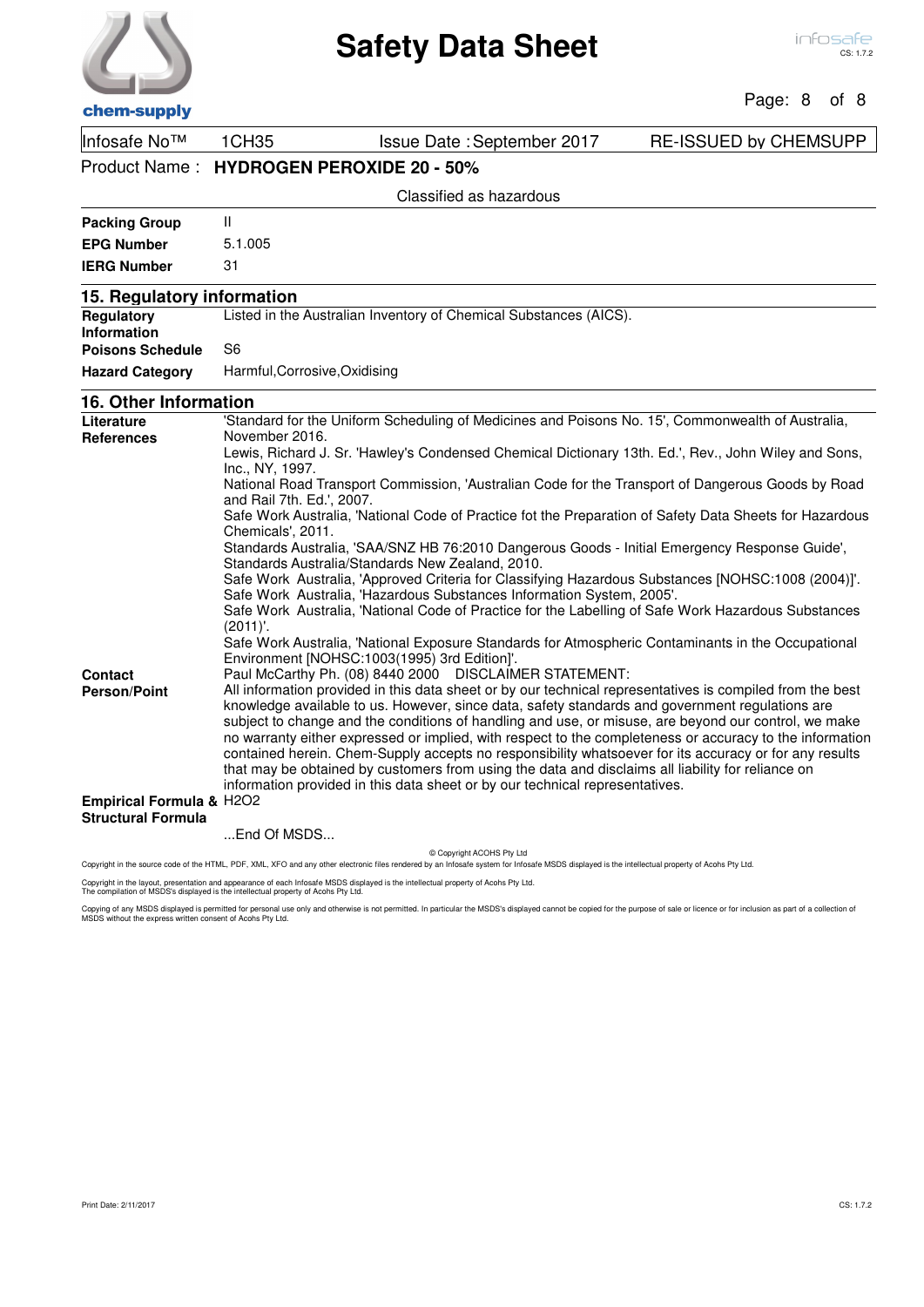Classified as hazardous

| | |
|---|---|
| **Packing Group** | II |
| **EPG Number** | 5.1.005 |
| **IERG Number** | 31 |

## 15. Regulatory information

| | |
|---|---|
| **Regulatory Information** | Listed in the Australian Inventory of Chemical Substances (AICS). |
| **Poisons Schedule** | S6 |
| **Hazard Category** | Harmful,Corrosive,Oxidising |

## 16. Other Information

**Literature References**

'Standard for the Uniform Scheduling of Medicines and Poisons No. 15', Commonwealth of Australia, November 2016.
Lewis, Richard J. Sr. 'Hawley's Condensed Chemical Dictionary 13th. Ed.', Rev., John Wiley and Sons, Inc., NY, 1997.
National Road Transport Commission, 'Australian Code for the Transport of Dangerous Goods by Road and Rail 7th. Ed.', 2007.
Safe Work Australia, 'National Code of Practice fot the Preparation of Safety Data Sheets for Hazardous Chemicals', 2011.
Standards Australia, 'SAA/SNZ HB 76:2010 Dangerous Goods - Initial Emergency Response Guide', Standards Australia/Standards New Zealand, 2010.
Safe Work Australia, 'Approved Criteria for Classifying Hazardous Substances [NOHSC:1008 (2004)]'.
Safe Work Australia, 'Hazardous Substances Information System, 2005'.
Safe Work Australia, 'National Code of Practice for the Labelling of Safe Work Hazardous Substances (2011)'.
Safe Work Australia, 'National Exposure Standards for Atmospheric Contaminants in the Occupational Environment [NOHSC:1003(1995) 3rd Edition]'.

**Contact Person/Point**

Paul McCarthy Ph. (08) 8440 2000 DISCLAIMER STATEMENT:
All information provided in this data sheet or by our technical representatives is compiled from the best knowledge available to us. However, since data, safety standards and government regulations are subject to change and the conditions of handling and use, or misuse, are beyond our control, we make no warranty either expressed or implied, with respect to the completeness or accuracy to the information contained herein. Chem-Supply accepts no responsibility whatsoever for its accuracy or for any results that may be obtained by customers from using the data and disclaims all liability for reliance on information provided in this data sheet or by our technical representatives.

**Empirical Formula & Structural Formula**

$H_2O_2$

...End Of MSDS...

© Copyright ACOHS Pty Ltd

Copyright in the source code of the HTML, PDF, XML, XFO and any other electronic files rendered by an Infosafe system for Infosafe MSDS displayed is the intellectual property of Acohs Pty Ltd.

Copyright in the layout, presentation and appearance of each Infosafe MSDS displayed is the intellectual property of Acohs Pty Ltd.
The compilation of MSDS's displayed is the intellectual property of Acohs Pty Ltd.

Copying of any MSDS displayed is permitted for personal use only and otherwise is not permitted. In particular the MSDS's displayed cannot be copied for the purpose of sale or licence or for inclusion as part of a collection of MSDS without the express written consent of Acohs Pty Ltd.